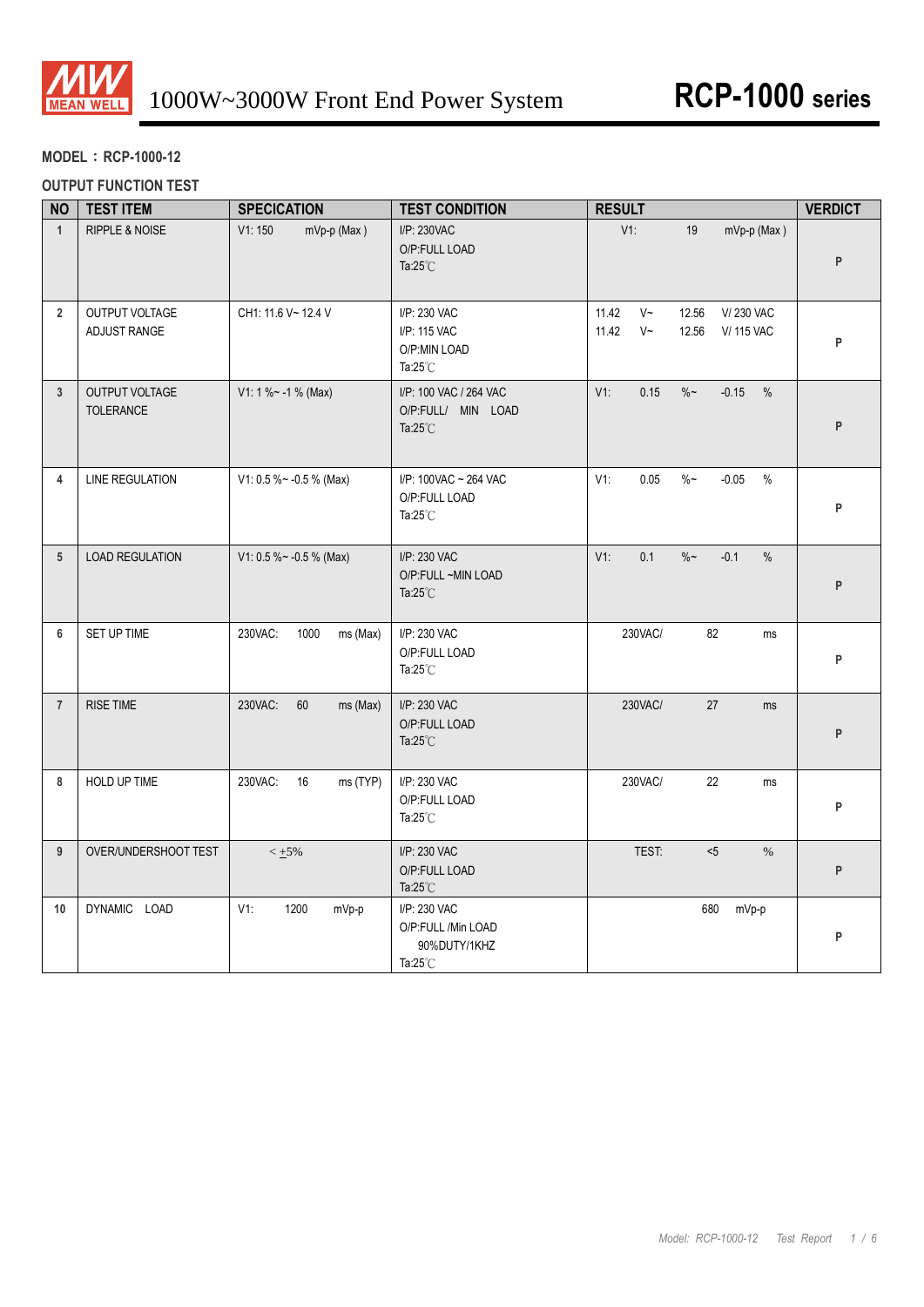MEAN WELL

# 1000W~3000W Front End Power System

# RCP-1000 series

**MODEL：RCP-1000-12**

**OUTPUT FUNCTION TEST**

| NO | TEST ITEM | SPECICATION | TEST CONDITION | RESULT | VERDICT |
|---|---|---|---|---|---|
| 1 | RIPPLE & NOISE | V1: 150 mVp-p (Max ) | I/P: 230VAC<br>O/P:FULL LOAD<br>Ta:25℃ | V1: 19 mVp-p (Max ) | P |
| 2 | OUTPUT VOLTAGE ADJUST RANGE | CH1: 11.6 V~ 12.4 V | I/P: 230 VAC<br>I/P: 115 VAC<br>O/P:MIN LOAD<br>Ta:25℃ | 11.42 V~ 12.56 V/ 230 VAC<br>11.42 V~ 12.56 V/ 115 VAC | P |
| 3 | OUTPUT VOLTAGE TOLERANCE | V1: 1 %~ -1 % (Max) | I/P: 100 VAC / 264 VAC<br>O/P:FULL/ MIN LOAD<br>Ta:25℃ | V1: 0.15 %~ -0.15 % | P |
| 4 | LINE REGULATION | V1: 0.5 %~ -0.5 % (Max) | I/P: 100VAC ~ 264 VAC<br>O/P:FULL LOAD<br>Ta:25℃ | V1: 0.05 %~ -0.05 % | P |
| 5 | LOAD REGULATION | V1: 0.5 %~ -0.5 % (Max) | I/P: 230 VAC<br>O/P:FULL ~MIN LOAD<br>Ta:25℃ | V1: 0.1 %~ -0.1 % | P |
| 6 | SET UP TIME | 230VAC: 1000 ms (Max) | I/P: 230 VAC<br>O/P:FULL LOAD<br>Ta:25℃ | 230VAC/ 82 ms | P |
| 7 | RISE TIME | 230VAC: 60 ms (Max) | I/P: 230 VAC<br>O/P:FULL LOAD<br>Ta:25℃ | 230VAC/ 27 ms | P |
| 8 | HOLD UP TIME | 230VAC: 16 ms (TYP) | I/P: 230 VAC<br>O/P:FULL LOAD<br>Ta:25℃ | 230VAC/ 22 ms | P |
| 9 | OVER/UNDERSHOOT TEST | < ±5% | I/P: 230 VAC<br>O/P:FULL LOAD<br>Ta:25℃ | TEST: <5 % | P |
| 10 | DYNAMIC LOAD | V1: 1200 mVp-p | I/P: 230 VAC<br>O/P:FULL /Min LOAD<br>90%DUTY/1KHZ<br>Ta:25℃ | 680 mVp-p | P |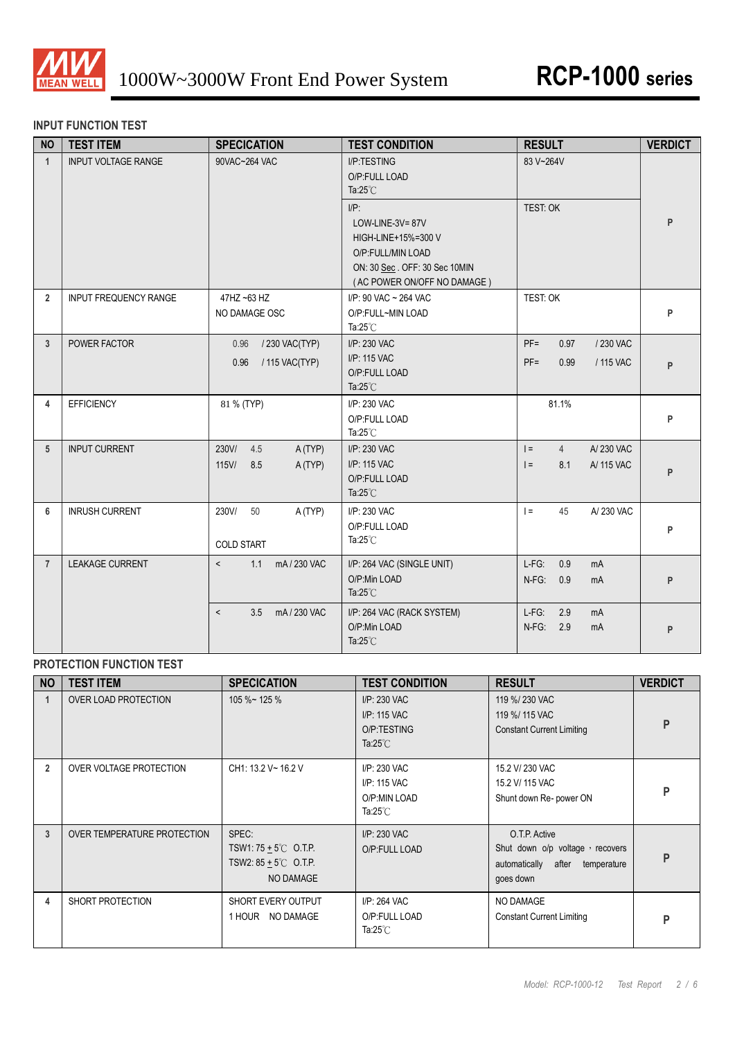## INPUT FUNCTION TEST

| NO | TEST ITEM | SPECICATION | TEST CONDITION | RESULT | VERDICT |
|---|---|---|---|---|---|
| 1 | INPUT VOLTAGE RANGE | 90VAC~264 VAC | I/P:TESTING<br>O/P:FULL LOAD<br>Ta:25℃ | 83 V~264V | P |
| | | | I/P:<br>LOW-LINE-3V= 87V<br>HIGH-LINE+15%=300 V<br>O/P:FULL/MIN LOAD<br>ON: 30 Sec . OFF: 30 Sec 10MIN<br>( AC POWER ON/OFF NO DAMAGE ) | TEST: OK | |
| 2 | INPUT FREQUENCY RANGE | 47HZ ~63 HZ<br>NO DAMAGE OSC | I/P: 90 VAC ~ 264 VAC<br>O/P:FULL~MIN LOAD<br>Ta:25℃ | TEST: OK | P |
| 3 | POWER FACTOR | 0.96 / 230 VAC(TYP)<br>0.96 / 115 VAC(TYP) | I/P: 230 VAC<br>I/P: 115 VAC<br>O/P:FULL LOAD<br>Ta:25℃ | PF= 0.97 / 230 VAC<br>PF= 0.99 / 115 VAC | P |
| 4 | EFFICIENCY | 81 % (TYP) | I/P: 230 VAC<br>O/P:FULL LOAD<br>Ta:25℃ | 81.1% | P |
| 5 | INPUT CURRENT | 230V/ 4.5 A (TYP)<br>115V/ 8.5 A (TYP) | I/P: 230 VAC<br>I/P: 115 VAC<br>O/P:FULL LOAD<br>Ta:25℃ | I = 4 A/ 230 VAC<br>I = 8.1 A/ 115 VAC | P |
| 6 | INRUSH CURRENT | 230V/ 50 A (TYP)<br>COLD START | I/P: 230 VAC<br>O/P:FULL LOAD<br>Ta:25℃ | I = 45 A/ 230 VAC | P |
| 7 | LEAKAGE CURRENT | < 1.1 mA / 230 VAC | I/P: 264 VAC (SINGLE UNIT)<br>O/P:Min LOAD<br>Ta:25℃ | L-FG: 0.9 mA<br>N-FG: 0.9 mA | P |
| | | < 3.5 mA / 230 VAC | I/P: 264 VAC (RACK SYSTEM)<br>O/P:Min LOAD<br>Ta:25℃ | L-FG: 2.9 mA<br>N-FG: 2.9 mA | P |

## PROTECTION FUNCTION TEST

| NO | TEST ITEM | SPECICATION | TEST CONDITION | RESULT | VERDICT |
|---|---|---|---|---|---|
| 1 | OVER LOAD PROTECTION | 105 %~ 125 % | I/P: 230 VAC<br>I/P: 115 VAC<br>O/P:TESTING<br>Ta:25℃ | 119 %/ 230 VAC<br>119 %/ 115 VAC<br>Constant Current Limiting | P |
| 2 | OVER VOLTAGE PROTECTION | CH1: 13.2 V~ 16.2 V | I/P: 230 VAC<br>I/P: 115 VAC<br>O/P:MIN LOAD<br>Ta:25℃ | 15.2 V/ 230 VAC<br>15.2 V/ 115 VAC<br>Shunt down Re- power ON | P |
| 3 | OVER TEMPERATURE PROTECTION | SPEC:<br>TSW1: 75 ± 5℃ O.T.P.<br>TSW2: 85 ± 5℃ O.T.P.<br>NO DAMAGE | I/P: 230 VAC<br>O/P:FULL LOAD | O.T.P. Active<br>Shut down o/p voltage，recovers automatically after temperature goes down | P |
| 4 | SHORT PROTECTION | SHORT EVERY OUTPUT<br>1 HOUR NO DAMAGE | I/P: 264 VAC<br>O/P:FULL LOAD<br>Ta:25℃ | NO DAMAGE<br>Constant Current Limiting | P |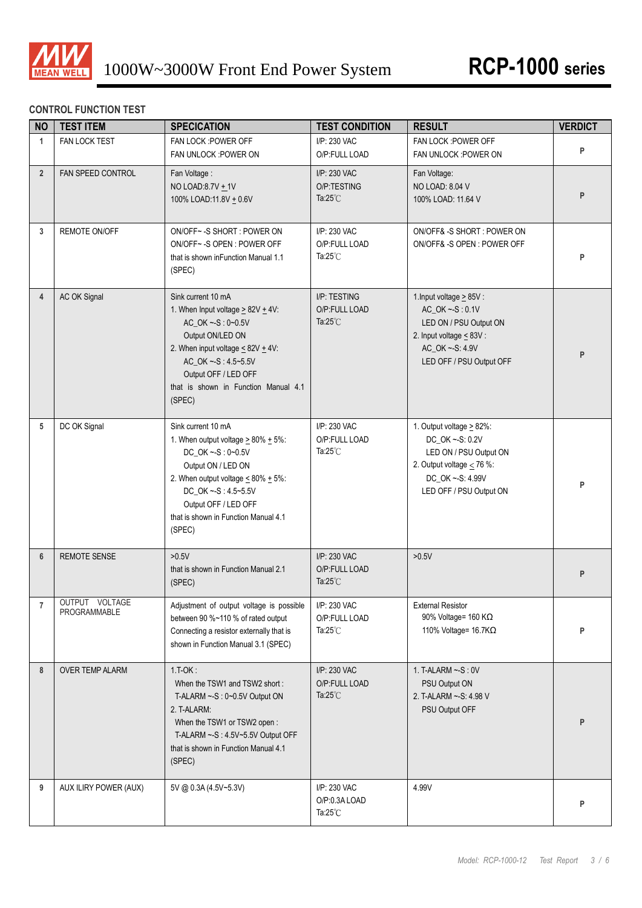## CONTROL FUNCTION TEST

| NO | TEST ITEM | SPECICATION | TEST CONDITION | RESULT | VERDICT |
|---|---|---|---|---|---|
| 1 | FAN LOCK TEST | FAN LOCK :POWER OFF<br>FAN UNLOCK :POWER ON | I/P: 230 VAC<br>O/P:FULL LOAD | FAN LOCK :POWER OFF<br>FAN UNLOCK :POWER ON | P |
| 2 | FAN SPEED CONTROL | Fan Voltage :<br>NO LOAD:8.7V + 1V<br>100% LOAD:11.8V + 0.6V | I/P: 230 VAC<br>O/P:TESTING<br>Ta:25℃ | Fan Voltage:<br>NO LOAD: 8.04 V<br>100% LOAD: 11.64 V | P |
| 3 | REMOTE ON/OFF | ON/OFF~ -S SHORT : POWER ON<br>ON/OFF~ -S OPEN : POWER OFF<br>that is shown inFunction Manual 1.1 (SPEC) | I/P: 230 VAC<br>O/P:FULL LOAD<br>Ta:25℃ | ON/OFF& -S SHORT : POWER ON<br>ON/OFF& -S OPEN : POWER OFF | P |
| 4 | AC OK Signal | Sink current 10 mA<br>1. When Input voltage ≥ 82V ± 4V:<br>AC_OK ~-S : 0~0.5V<br>Output ON/LED ON<br>2. When input voltage ≤ 82V ± 4V:<br>AC_OK ~-S : 4.5~5.5V<br>Output OFF / LED OFF<br>that is shown in Function Manual 4.1 (SPEC) | I/P: TESTING<br>O/P:FULL LOAD<br>Ta:25℃ | 1.Input voltage ≥ 85V :<br>AC_OK ~-S : 0.1V<br>LED ON / PSU Output ON<br>2. Input voltage ≤ 83V :<br>AC_OK ~-S: 4.9V<br>LED OFF / PSU Output OFF | P |
| 5 | DC OK Signal | Sink current 10 mA<br>1. When output voltage ≥ 80% ± 5%:<br>DC_OK ~-S : 0~0.5V<br>Output ON / LED ON<br>2. When output voltage ≤ 80% ± 5%:<br>DC_OK ~-S : 4.5~5.5V<br>Output OFF / LED OFF<br>that is shown in Function Manual 4.1 (SPEC) | I/P: 230 VAC<br>O/P:FULL LOAD<br>Ta:25℃ | 1. Output voltage ≥ 82%:<br>DC_OK ~-S: 0.2V<br>LED ON / PSU Output ON<br>2. Output voltage ≤ 76 %:<br>DC_OK ~-S: 4.99V<br>LED OFF / PSU Output ON | P |
| 6 | REMOTE SENSE | >0.5V<br>that is shown in Function Manual 2.1 (SPEC) | I/P: 230 VAC<br>O/P:FULL LOAD<br>Ta:25℃ | >0.5V | P |
| 7 | OUTPUT VOLTAGE PROGRAMMABLE | Adjustment of output voltage is possible between 90 %~110 % of rated output Connecting a resistor externally that is shown in Function Manual 3.1 (SPEC) | I/P: 230 VAC<br>O/P:FULL LOAD<br>Ta:25℃ | External Resistor<br>90% Voltage= 160 KΩ<br>110% Voltage= 16.7KΩ | P |
| 8 | OVER TEMP ALARM | 1.T-OK :<br>When the TSW1 and TSW2 short :<br>T-ALARM ~-S : 0~0.5V Output ON<br>2. T-ALARM:<br>When the TSW1 or TSW2 open :<br>T-ALARM ~-S : 4.5V~5.5V Output OFF<br>that is shown in Function Manual 4.1 (SPEC) | I/P: 230 VAC<br>O/P:FULL LOAD<br>Ta:25℃ | 1. T-ALARM ~-S : 0V<br>PSU Output ON<br>2. T-ALARM ~-S: 4.98 V<br>PSU Output OFF | P |
| 9 | AUX ILIRY POWER (AUX) | 5V @ 0.3A (4.5V~5.3V) | I/P: 230 VAC<br>O/P:0.3A LOAD<br>Ta:25℃ | 4.99V | P |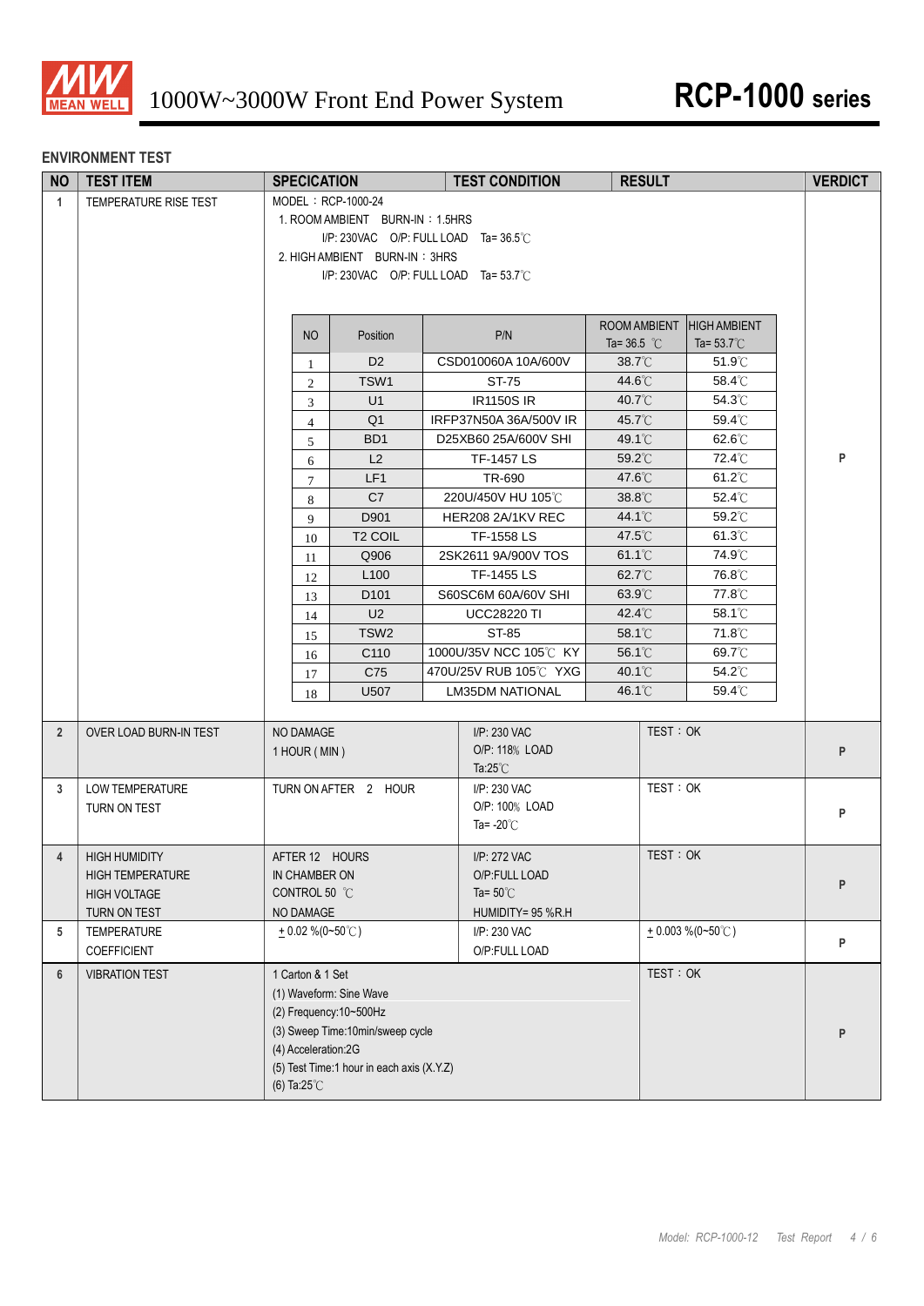## ENVIRONMENT TEST

| NO | TEST ITEM | SPECICATION | TEST CONDITION | RESULT | VERDICT |
|---|---|---|---|---|---|
| 1 | TEMPERATURE RISE TEST | MODEL：RCP-1000-24<br>1. ROOM AMBIENT BURN-IN：1.5HRS<br>I/P: 230VAC O/P: FULL LOAD Ta= 36.5℃<br>2. HIGH AMBIENT BURN-IN：3HRS<br>I/P: 230VAC O/P: FULL LOAD Ta= 53.7℃ | | | P |

| NO | Position | P/N | ROOM AMBIENT Ta= 36.5 ℃ | HIGH AMBIENT Ta= 53.7℃ |
|---|---|---|---|---|
| 1 | D2 | CSD010060A 10A/600V | 38.7℃ | 51.9℃ |
| 2 | TSW1 | ST-75 | 44.6℃ | 58.4℃ |
| 3 | U1 | IR1150S IR | 40.7℃ | 54.3℃ |
| 4 | Q1 | IRFP37N50A 36A/500V IR | 45.7℃ | 59.4℃ |
| 5 | BD1 | D25XB60 25A/600V SHI | 49.1℃ | 62.6℃ |
| 6 | L2 | TF-1457 LS | 59.2℃ | 72.4℃ |
| 7 | LF1 | TR-690 | 47.6℃ | 61.2℃ |
| 8 | C7 | 220U/450V HU 105℃ | 38.8℃ | 52.4℃ |
| 9 | D901 | HER208 2A/1KV REC | 44.1℃ | 59.2℃ |
| 10 | T2 COIL | TF-1558 LS | 47.5℃ | 61.3℃ |
| 11 | Q906 | 2SK2611 9A/900V TOS | 61.1℃ | 74.9℃ |
| 12 | L100 | TF-1455 LS | 62.7℃ | 76.8℃ |
| 13 | D101 | S60SC6M 60A/60V SHI | 63.9℃ | 77.8℃ |
| 14 | U2 | UCC28220 TI | 42.4℃ | 58.1℃ |
| 15 | TSW2 | ST-85 | 58.1℃ | 71.8℃ |
| 16 | C110 | 1000U/35V NCC 105℃ KY | 56.1℃ | 69.7℃ |
| 17 | C75 | 470U/25V RUB 105℃ YXG | 40.1℃ | 54.2℃ |
| 18 | U507 | LM35DM NATIONAL | 46.1℃ | 59.4℃ |

| NO | TEST ITEM | SPECICATION | TEST CONDITION | RESULT | VERDICT |
|---|---|---|---|---|---|
| 2 | OVER LOAD BURN-IN TEST | NO DAMAGE<br>1 HOUR ( MIN ) | I/P: 230 VAC<br>O/P: 118% LOAD<br>Ta:25℃ | TEST：OK | P |
| 3 | LOW TEMPERATURE<br>TURN ON TEST | TURN ON AFTER 2 HOUR | I/P: 230 VAC<br>O/P: 100% LOAD<br>Ta= -20℃ | TEST：OK | P |
| 4 | HIGH HUMIDITY<br>HIGH TEMPERATURE<br>HIGH VOLTAGE<br>TURN ON TEST | AFTER 12 HOURS<br>IN CHAMBER ON<br>CONTROL 50 ℃<br>NO DAMAGE | I/P: 272 VAC<br>O/P:FULL LOAD<br>Ta= 50℃<br>HUMIDITY= 95 %R.H | TEST：OK | P |
| 5 | TEMPERATURE<br>COEFFICIENT | ± 0.02 %(0~50℃) | I/P: 230 VAC<br>O/P:FULL LOAD | ± 0.003 %(0~50℃) | P |
| 6 | VIBRATION TEST | 1 Carton & 1 Set<br>(1) Waveform: Sine Wave<br>(2) Frequency:10~500Hz<br>(3) Sweep Time:10min/sweep cycle<br>(4) Acceleration:2G<br>(5) Test Time:1 hour in each axis (X.Y.Z)<br>(6) Ta:25℃ | | TEST：OK | P |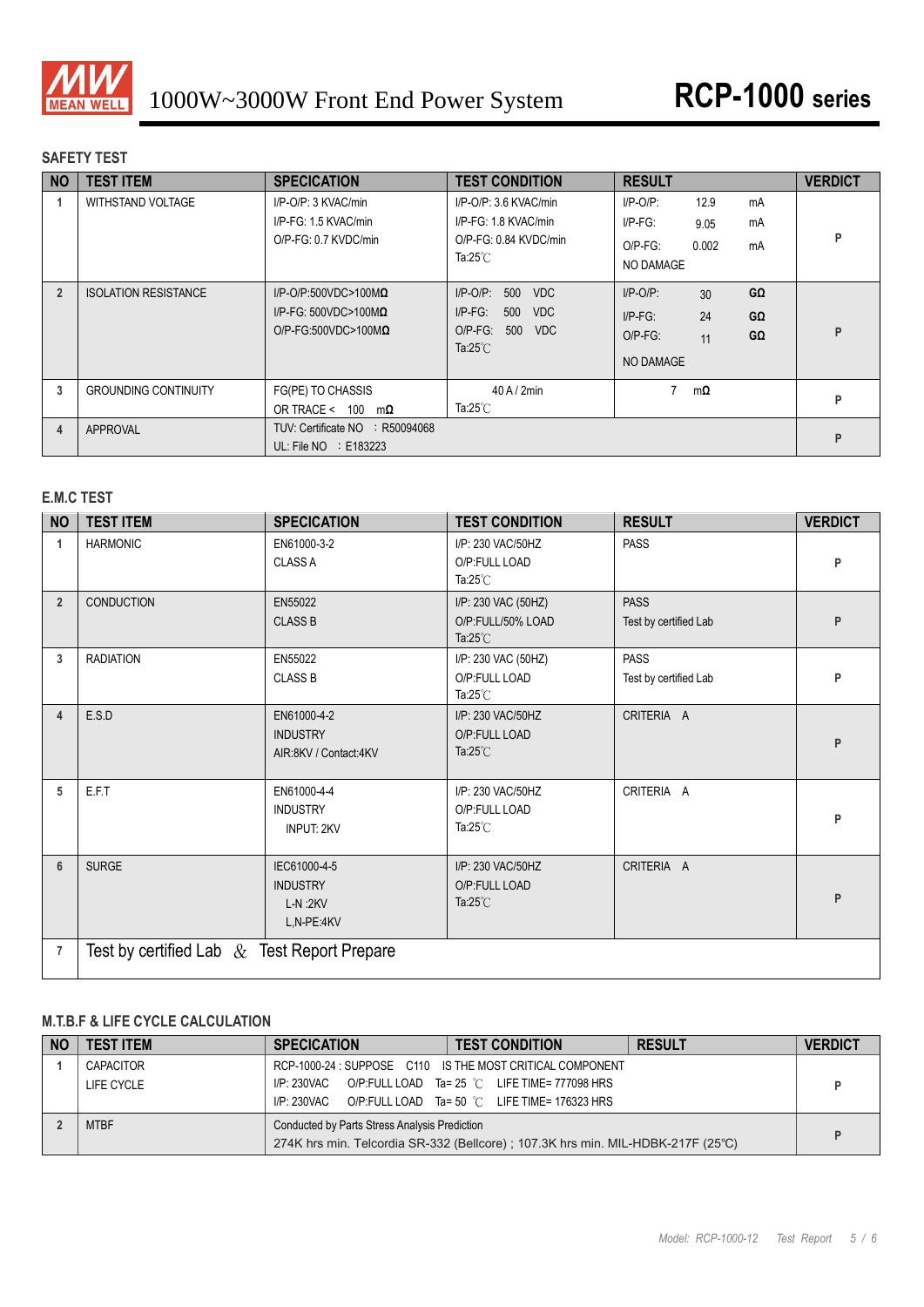# 1000W~3000W Front End Power System — RCP-1000 series

## SAFETY TEST

| NO | TEST ITEM | SPECICATION | TEST CONDITION | RESULT | VERDICT |
|---|---|---|---|---|---|
| 1 | WITHSTAND VOLTAGE | I/P-O/P: 3 KVAC/min<br>I/P-FG: 1.5 KVAC/min<br>O/P-FG: 0.7 KVDC/min | I/P-O/P: 3.6 KVAC/min<br>I/P-FG: 1.8 KVAC/min<br>O/P-FG: 0.84 KVDC/min<br>Ta:25℃ | I/P-O/P: 12.9 mA<br>I/P-FG: 9.05 mA<br>O/P-FG: 0.002 mA<br>NO DAMAGE | P |
| 2 | ISOLATION RESISTANCE | I/P-O/P:500VDC>100MΩ<br>I/P-FG: 500VDC>100MΩ<br>O/P-FG:500VDC>100MΩ | I/P-O/P: 500 VDC<br>I/P-FG: 500 VDC<br>O/P-FG: 500 VDC<br>Ta:25℃ | I/P-O/P: 30 GΩ<br>I/P-FG: 24 GΩ<br>O/P-FG: 11 GΩ<br>NO DAMAGE | P |
| 3 | GROUNDING CONTINUITY | FG(PE) TO CHASSIS<br>OR TRACE < 100 mΩ | 40 A / 2min<br>Ta:25℃ | 7 mΩ | P |
| 4 | APPROVAL | TUV: Certificate NO : R50094068<br>UL: File NO : E183223 | | | P |

## E.M.C TEST

| NO | TEST ITEM | SPECICATION | TEST CONDITION | RESULT | VERDICT |
|---|---|---|---|---|---|
| 1 | HARMONIC | EN61000-3-2<br>CLASS A | I/P: 230 VAC/50HZ<br>O/P:FULL LOAD<br>Ta:25℃ | PASS | P |
| 2 | CONDUCTION | EN55022<br>CLASS B | I/P: 230 VAC (50HZ)<br>O/P:FULL/50% LOAD<br>Ta:25℃ | PASS<br>Test by certified Lab | P |
| 3 | RADIATION | EN55022<br>CLASS B | I/P: 230 VAC (50HZ)<br>O/P:FULL LOAD<br>Ta:25℃ | PASS<br>Test by certified Lab | P |
| 4 | E.S.D | EN61000-4-2<br>INDUSTRY<br>AIR:8KV / Contact:4KV | I/P: 230 VAC/50HZ<br>O/P:FULL LOAD<br>Ta:25℃ | CRITERIA A | P |
| 5 | E.F.T | EN61000-4-4<br>INDUSTRY<br>INPUT: 2KV | I/P: 230 VAC/50HZ<br>O/P:FULL LOAD<br>Ta:25℃ | CRITERIA A | P |
| 6 | SURGE | IEC61000-4-5<br>INDUSTRY<br>L-N :2KV<br>L,N-PE:4KV | I/P: 230 VAC/50HZ<br>O/P:FULL LOAD<br>Ta:25℃ | CRITERIA A | P |
| 7 | Test by certified Lab & Test Report Prepare | | | | |

## M.T.B.F & LIFE CYCLE CALCULATION

| NO | TEST ITEM | SPECICATION | TEST CONDITION | RESULT | VERDICT |
|---|---|---|---|---|---|
| 1 | CAPACITOR LIFE CYCLE | RCP-1000-24 : SUPPOSE C110 IS THE MOST CRITICAL COMPONENT<br>I/P: 230VAC O/P:FULL LOAD Ta= 25 ℃ LIFE TIME= 777098 HRS<br>I/P: 230VAC O/P:FULL LOAD Ta= 50 ℃ LIFE TIME= 176323 HRS | | | P |
| 2 | MTBF | Conducted by Parts Stress Analysis Prediction<br>274K hrs min. Telcordia SR-332 (Bellcore) ; 107.3K hrs min. MIL-HDBK-217F (25℃) | | | P |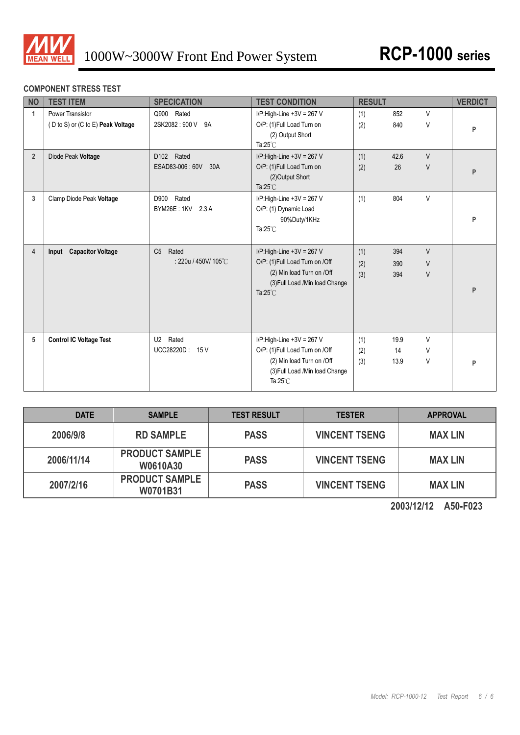# 1000W~3000W Front End Power System

# RCP-1000 series

## COMPONENT STRESS TEST

| NO | TEST ITEM | SPECICATION | TEST CONDITION | RESULT | | | VERDICT |
|---|---|---|---|---|---|---|---|
| 1 | Power Transistor ( D to S) or (C to E) **Peak Voltage** | Q900 Rated 2SK2082 : 900 V 9A | I/P:High-Line +3V = 267 V O/P: (1)Full Load Turn on (2) Output Short Ta:25℃ | (1)<br>(2) | 852<br>840 | V<br>V | P |
| 2 | Diode Peak **Voltage** | D102 Rated ESAD83-006 : 60V 30A | I/P:High-Line +3V = 267 V O/P: (1)Full Load Turn on (2)Output Short Ta:25℃ | (1)<br>(2) | 42.6<br>26 | V<br>V | P |
| 3 | Clamp Diode Peak **Voltage** | D900 Rated BYM26E : 1KV 2.3 A | I/P:High-Line +3V = 267 V O/P: (1) Dynamic Load 90%Duty/1KHz Ta:25℃ | (1) | 804 | V | P |
| 4 | **Input Capacitor Voltage** | C5 Rated : 220u / 450V/ 105℃ | I/P:High-Line +3V = 267 V O/P: (1)Full Load Turn on /Off (2) Min load Turn on /Off (3)Full Load /Min load Change Ta:25℃ | (1)<br>(2)<br>(3) | 394<br>390<br>394 | V<br>V<br>V | P |
| 5 | **Control IC Voltage Test** | U2 Rated UCC28220D : 15 V | I/P:High-Line +3V = 267 V O/P: (1)Full Load Turn on /Off (2) Min load Turn on /Off (3)Full Load /Min load Change Ta:25℃ | (1)<br>(2)<br>(3) | 19.9<br>14<br>13.9 | V<br>V<br>V | P |

| DATE | SAMPLE | TEST RESULT | TESTER | APPROVAL |
|---|---|---|---|---|
| 2006/9/8 | RD SAMPLE | PASS | VINCENT TSENG | MAX LIN |
| 2006/11/14 | PRODUCT SAMPLE W0610A30 | PASS | VINCENT TSENG | MAX LIN |
| 2007/2/16 | PRODUCT SAMPLE W0701B31 | PASS | VINCENT TSENG | MAX LIN |

2003/12/12 A50-F023